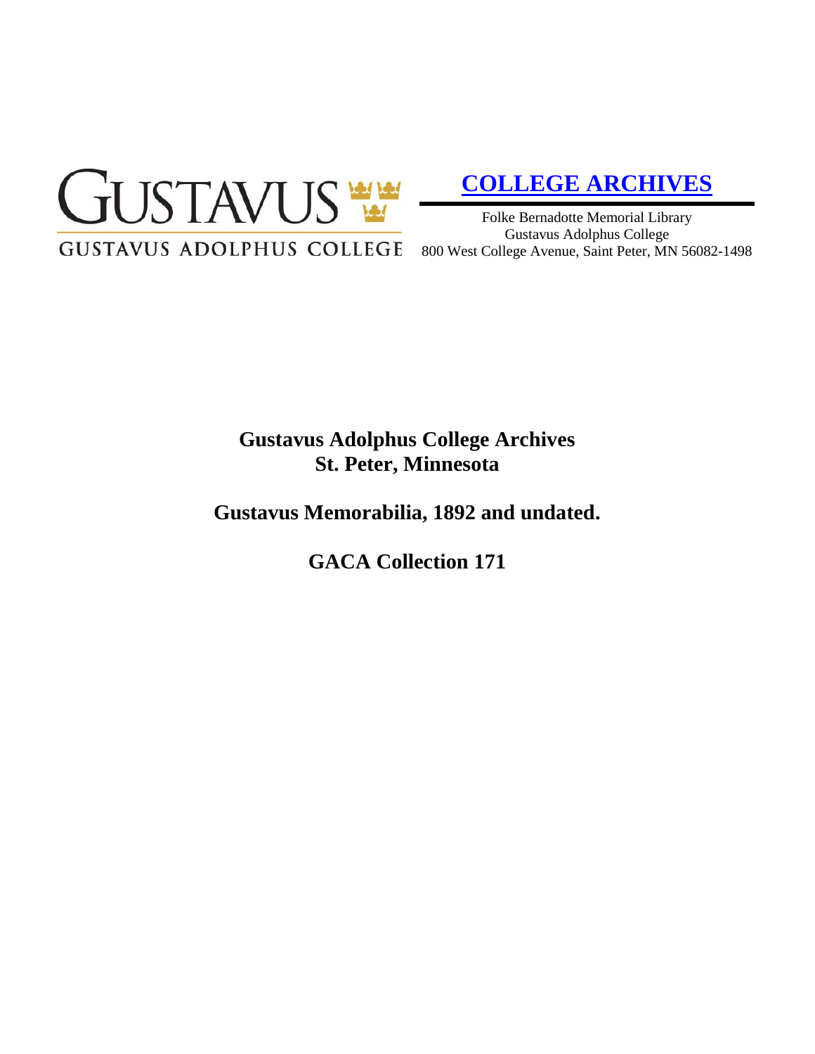GUSTAVUS
GUSTAVUS ADOLPHUS COLLEGE

**[COLLEGE ARCHIVES]()**

Folke Bernadotte Memorial Library
Gustavus Adolphus College
800 West College Avenue, Saint Peter, MN 56082-1498

# Gustavus Adolphus College Archives
# St. Peter, Minnesota

## Gustavus Memorabilia, 1892 and undated.

## GACA Collection 171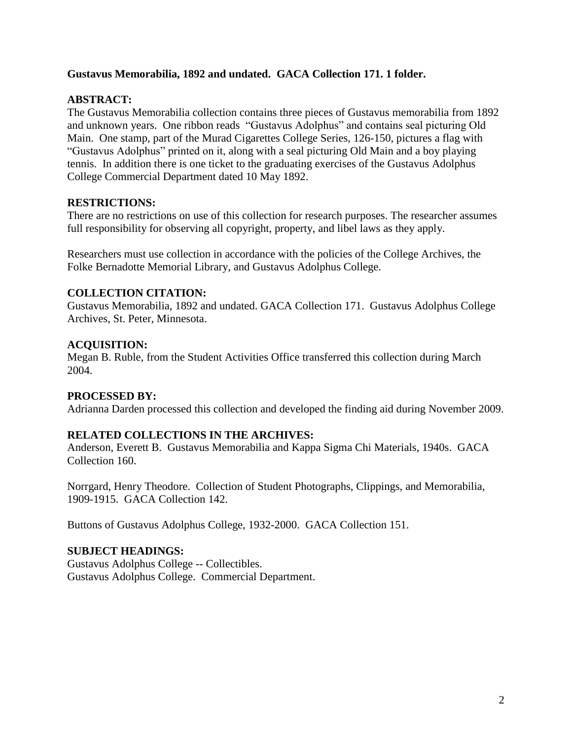**Gustavus Memorabilia, 1892 and undated. GACA Collection 171. 1 folder.**

**ABSTRACT:**
The Gustavus Memorabilia collection contains three pieces of Gustavus memorabilia from 1892 and unknown years. One ribbon reads "Gustavus Adolphus" and contains seal picturing Old Main. One stamp, part of the Murad Cigarettes College Series, 126-150, pictures a flag with "Gustavus Adolphus" printed on it, along with a seal picturing Old Main and a boy playing tennis. In addition there is one ticket to the graduating exercises of the Gustavus Adolphus College Commercial Department dated 10 May 1892.

**RESTRICTIONS:**
There are no restrictions on use of this collection for research purposes. The researcher assumes full responsibility for observing all copyright, property, and libel laws as they apply.

Researchers must use collection in accordance with the policies of the College Archives, the Folke Bernadotte Memorial Library, and Gustavus Adolphus College.

**COLLECTION CITATION:**
Gustavus Memorabilia, 1892 and undated. GACA Collection 171. Gustavus Adolphus College Archives, St. Peter, Minnesota.

**ACQUISITION:**
Megan B. Ruble, from the Student Activities Office transferred this collection during March 2004.

**PROCESSED BY:**
Adrianna Darden processed this collection and developed the finding aid during November 2009.

**RELATED COLLECTIONS IN THE ARCHIVES:**
Anderson, Everett B. Gustavus Memorabilia and Kappa Sigma Chi Materials, 1940s. GACA Collection 160.

Norrgard, Henry Theodore. Collection of Student Photographs, Clippings, and Memorabilia, 1909-1915. GACA Collection 142.

Buttons of Gustavus Adolphus College, 1932-2000. GACA Collection 151.

**SUBJECT HEADINGS:**
Gustavus Adolphus College -- Collectibles.
Gustavus Adolphus College. Commercial Department.